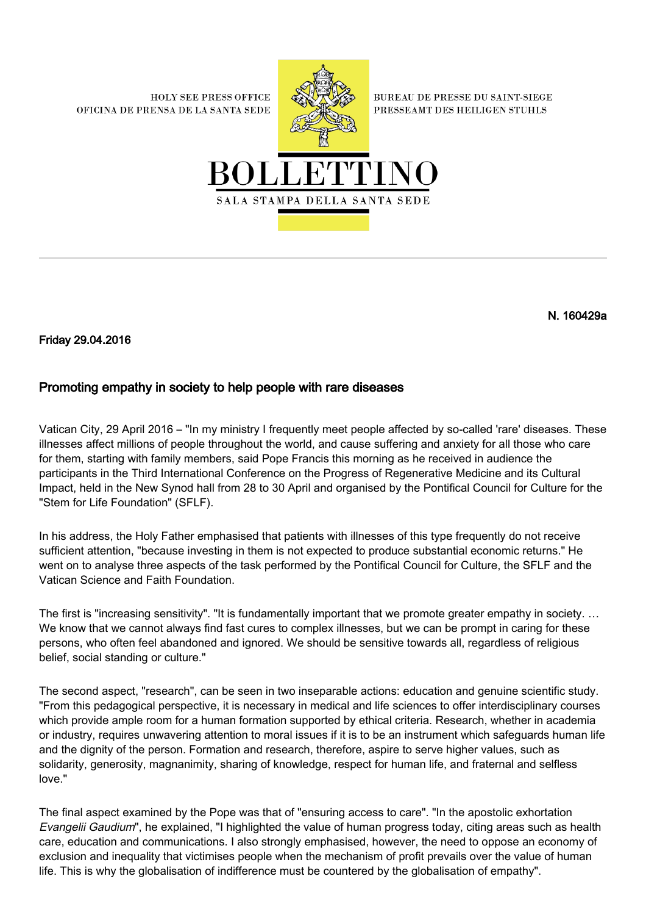HOLY SEE PRESS OFFICE
OFICINA DE PRENSA DE LA SANTA SEDE

BUREAU DE PRESSE DU SAINT-SIEGE
PRESSEAMT DES HEILIGEN STUHLS

# BOLLETTINO

SALA STAMPA DELLA SANTA SEDE

---

**N. 160429a**

**Friday 29.04.2016**

## Promoting empathy in society to help people with rare diseases

Vatican City, 29 April 2016 – "In my ministry I frequently meet people affected by so-called 'rare' diseases. These illnesses affect millions of people throughout the world, and cause suffering and anxiety for all those who care for them, starting with family members, said Pope Francis this morning as he received in audience the participants in the Third International Conference on the Progress of Regenerative Medicine and its Cultural Impact, held in the New Synod hall from 28 to 30 April and organised by the Pontifical Council for Culture for the "Stem for Life Foundation" (SFLF).

In his address, the Holy Father emphasised that patients with illnesses of this type frequently do not receive sufficient attention, "because investing in them is not expected to produce substantial economic returns." He went on to analyse three aspects of the task performed by the Pontifical Council for Culture, the SFLF and the Vatican Science and Faith Foundation.

The first is "increasing sensitivity". "It is fundamentally important that we promote greater empathy in society. … We know that we cannot always find fast cures to complex illnesses, but we can be prompt in caring for these persons, who often feel abandoned and ignored. We should be sensitive towards all, regardless of religious belief, social standing or culture."

The second aspect, "research", can be seen in two inseparable actions: education and genuine scientific study. "From this pedagogical perspective, it is necessary in medical and life sciences to offer interdisciplinary courses which provide ample room for a human formation supported by ethical criteria. Research, whether in academia or industry, requires unwavering attention to moral issues if it is to be an instrument which safeguards human life and the dignity of the person. Formation and research, therefore, aspire to serve higher values, such as solidarity, generosity, magnanimity, sharing of knowledge, respect for human life, and fraternal and selfless love."

The final aspect examined by the Pope was that of "ensuring access to care". "In the apostolic exhortation *Evangelii Gaudium*", he explained, "I highlighted the value of human progress today, citing areas such as health care, education and communications. I also strongly emphasised, however, the need to oppose an economy of exclusion and inequality that victimises people when the mechanism of profit prevails over the value of human life. This is why the globalisation of indifference must be countered by the globalisation of empathy".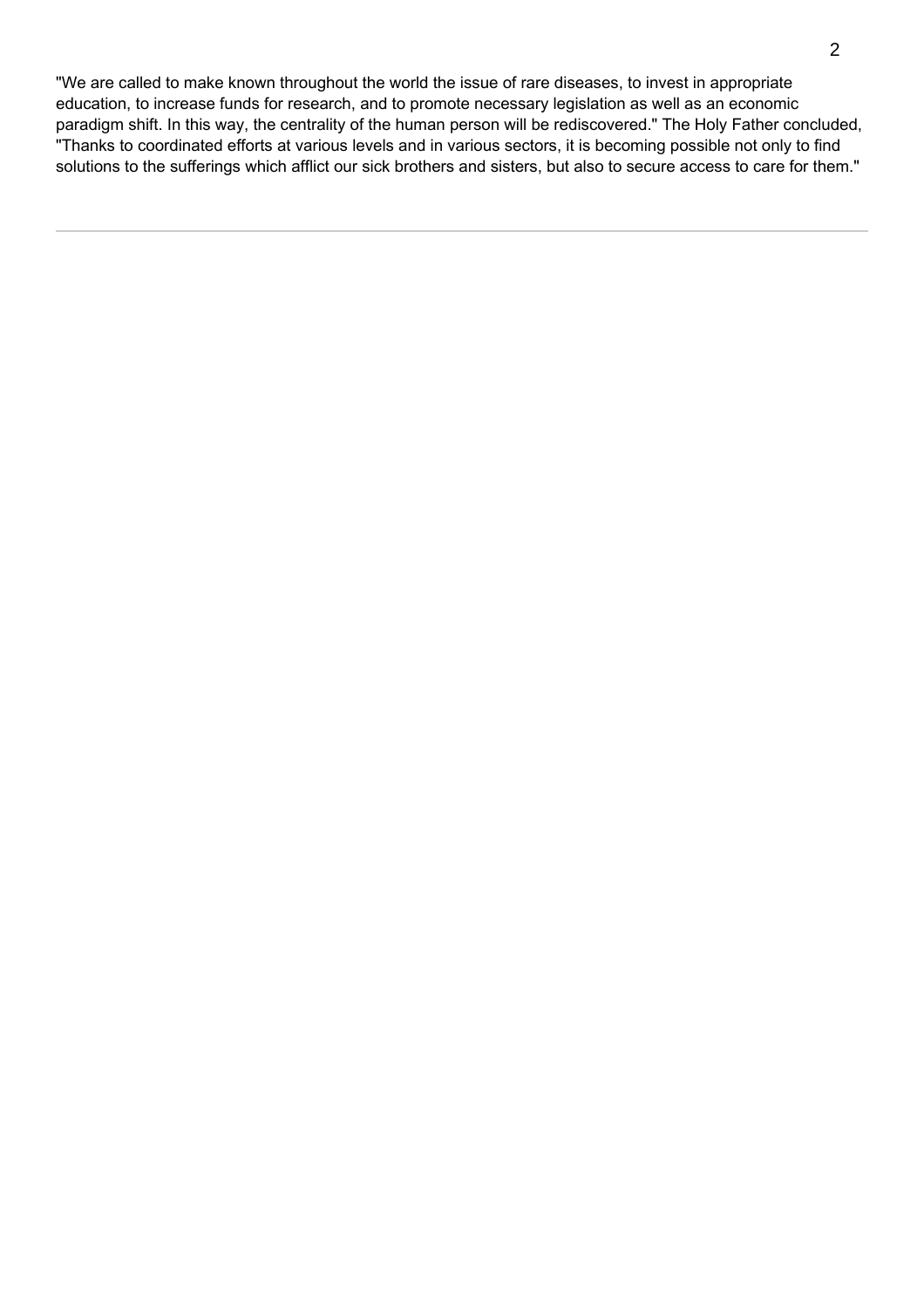"We are called to make known throughout the world the issue of rare diseases, to invest in appropriate education, to increase funds for research, and to promote necessary legislation as well as an economic paradigm shift. In this way, the centrality of the human person will be rediscovered." The Holy Father concluded, "Thanks to coordinated efforts at various levels and in various sectors, it is becoming possible not only to find solutions to the sufferings which afflict our sick brothers and sisters, but also to secure access to care for them."

---